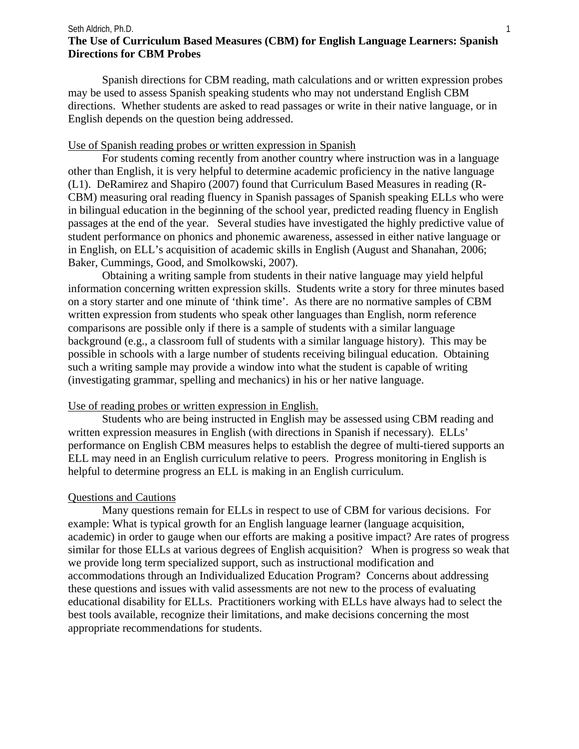Seth Aldrich, Ph.D.

# The Use of Curriculum Based Measures (CBM) for English Language Learners: Spanish Directions for CBM Probes

Spanish directions for CBM reading, math calculations and or written expression probes may be used to assess Spanish speaking students who may not understand English CBM directions. Whether students are asked to read passages or write in their native language, or in English depends on the question being addressed.

## Use of Spanish reading probes or written expression in Spanish

For students coming recently from another country where instruction was in a language other than English, it is very helpful to determine academic proficiency in the native language (L1). DeRamirez and Shapiro (2007) found that Curriculum Based Measures in reading (R-CBM) measuring oral reading fluency in Spanish passages of Spanish speaking ELLs who were in bilingual education in the beginning of the school year, predicted reading fluency in English passages at the end of the year. Several studies have investigated the highly predictive value of student performance on phonics and phonemic awareness, assessed in either native language or in English, on ELL's acquisition of academic skills in English (August and Shanahan, 2006; Baker, Cummings, Good, and Smolkowski, 2007).

Obtaining a writing sample from students in their native language may yield helpful information concerning written expression skills. Students write a story for three minutes based on a story starter and one minute of 'think time'. As there are no normative samples of CBM written expression from students who speak other languages than English, norm reference comparisons are possible only if there is a sample of students with a similar language background (e.g., a classroom full of students with a similar language history). This may be possible in schools with a large number of students receiving bilingual education. Obtaining such a writing sample may provide a window into what the student is capable of writing (investigating grammar, spelling and mechanics) in his or her native language.

## Use of reading probes or written expression in English.

Students who are being instructed in English may be assessed using CBM reading and written expression measures in English (with directions in Spanish if necessary). ELLs' performance on English CBM measures helps to establish the degree of multi-tiered supports an ELL may need in an English curriculum relative to peers. Progress monitoring in English is helpful to determine progress an ELL is making in an English curriculum.

## Questions and Cautions

Many questions remain for ELLs in respect to use of CBM for various decisions. For example: What is typical growth for an English language learner (language acquisition, academic) in order to gauge when our efforts are making a positive impact? Are rates of progress similar for those ELLs at various degrees of English acquisition? When is progress so weak that we provide long term specialized support, such as instructional modification and accommodations through an Individualized Education Program? Concerns about addressing these questions and issues with valid assessments are not new to the process of evaluating educational disability for ELLs. Practitioners working with ELLs have always had to select the best tools available, recognize their limitations, and make decisions concerning the most appropriate recommendations for students.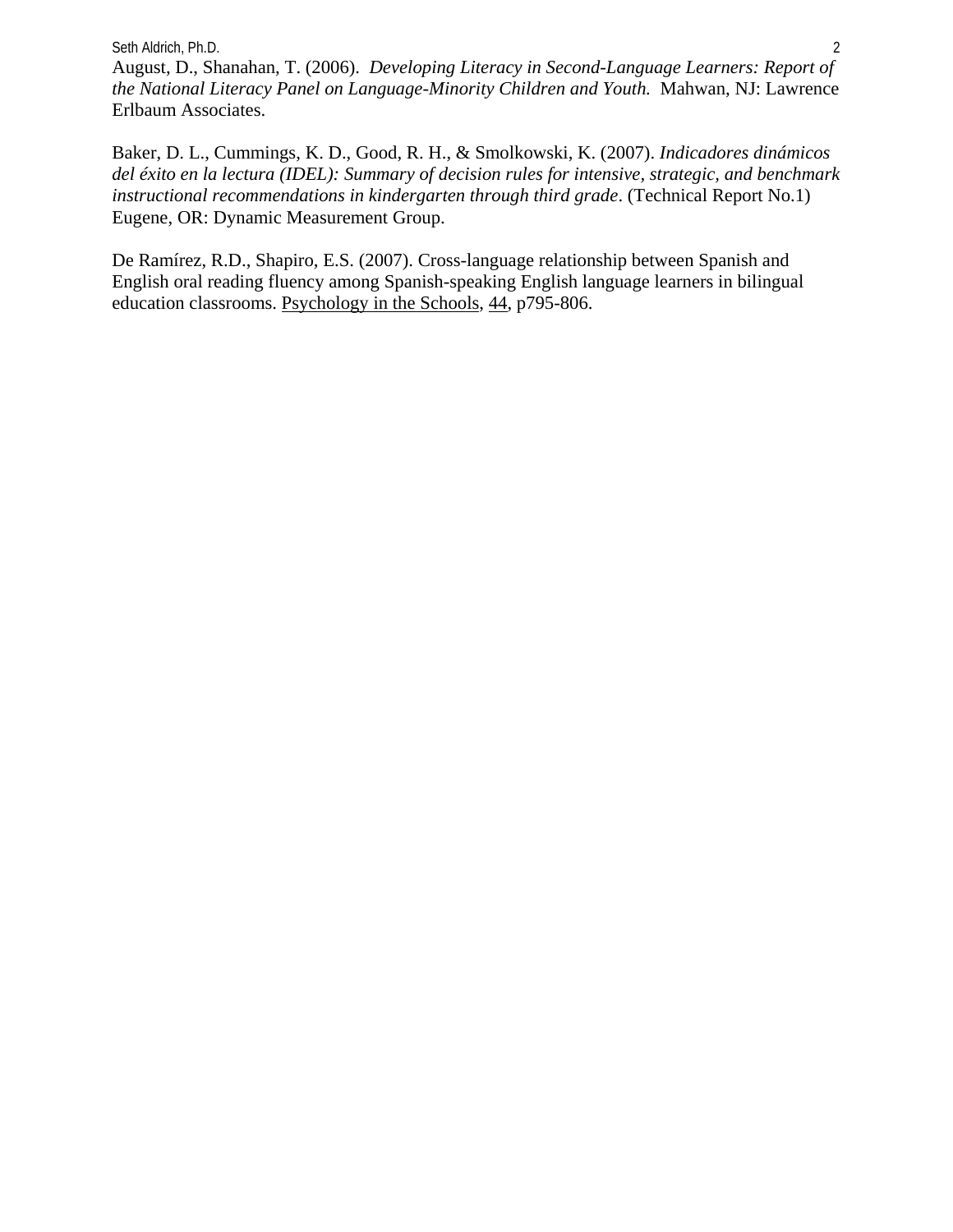August, D., Shanahan, T. (2006). *Developing Literacy in Second-Language Learners: Report of the National Literacy Panel on Language-Minority Children and Youth.* Mahwan, NJ: Lawrence Erlbaum Associates.

Baker, D. L., Cummings, K. D., Good, R. H., & Smolkowski, K. (2007). *Indicadores dinámicos del éxito en la lectura (IDEL): Summary of decision rules for intensive, strategic, and benchmark instructional recommendations in kindergarten through third grade*. (Technical Report No.1) Eugene, OR: Dynamic Measurement Group.

De Ramírez, R.D., Shapiro, E.S. (2007). Cross-language relationship between Spanish and English oral reading fluency among Spanish-speaking English language learners in bilingual education classrooms. <u>Psychology in the Schools</u>, <u>44</u>, p795-806.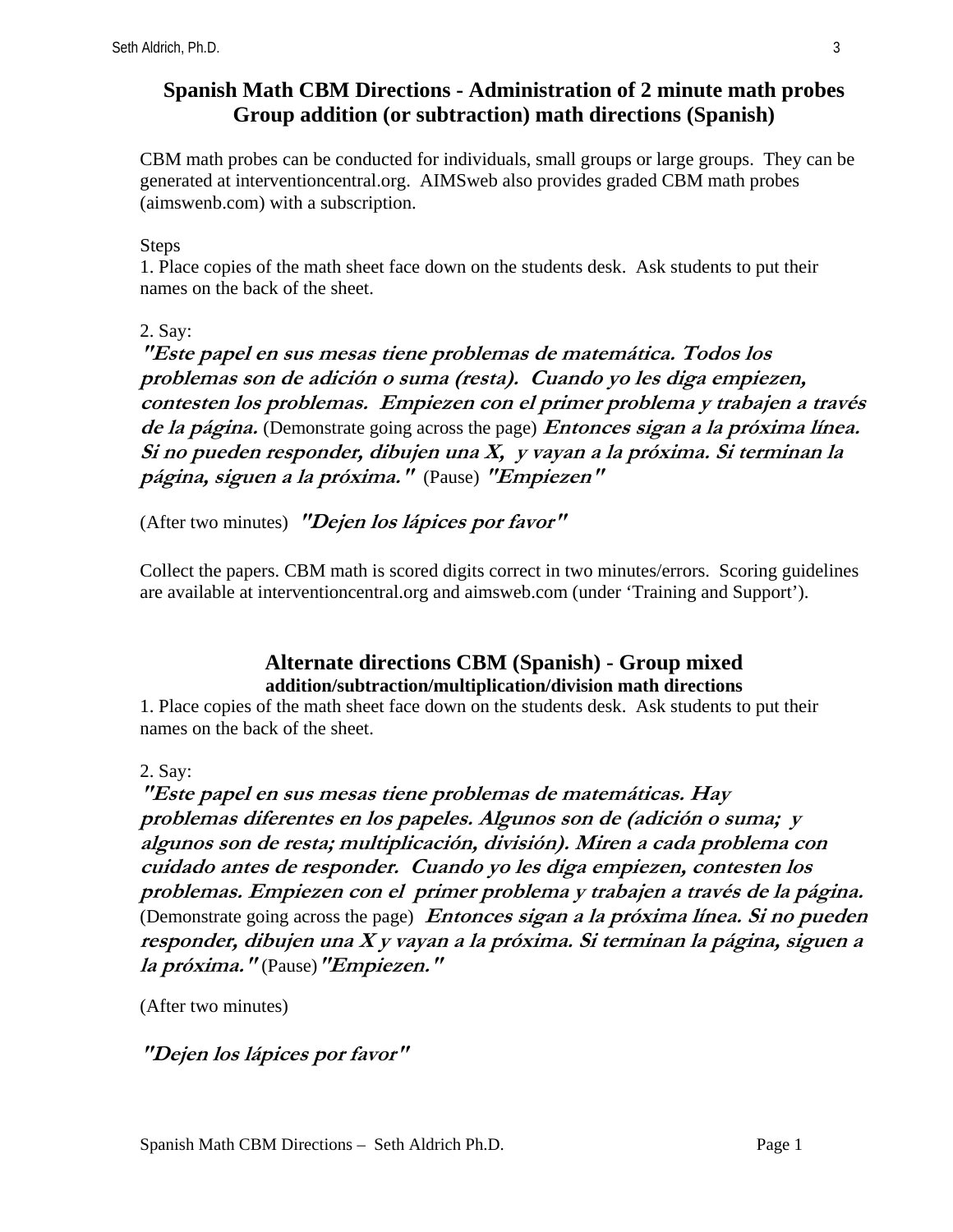## Spanish Math CBM Directions - Administration of 2 minute math probes
## Group addition (or subtraction) math directions (Spanish)

CBM math probes can be conducted for individuals, small groups or large groups. They can be generated at interventioncentral.org. AIMSweb also provides graded CBM math probes (aimswenb.com) with a subscription.

Steps

1. Place copies of the math sheet face down on the students desk. Ask students to put their names on the back of the sheet.

2. Say:

***"Este papel en sus mesas tiene problemas de matemática. Todos los problemas son de adición o suma (resta). Cuando yo les diga empiezen, contesten los problemas. Empiezen con el primer problema y trabajen a través de la página.*** (Demonstrate going across the page) ***Entonces sigan a la próxima línea. Si no pueden responder, dibujen una X, y vayan a la próxima. Si terminan la página, siguen a la próxima."*** (Pause) ***"Empiezen"***

(After two minutes) ***"Dejen los lápices por favor"***

Collect the papers. CBM math is scored digits correct in two minutes/errors. Scoring guidelines are available at interventioncentral.org and aimsweb.com (under 'Training and Support').

### Alternate directions CBM (Spanish) - Group mixed
#### addition/subtraction/multiplication/division math directions

1. Place copies of the math sheet face down on the students desk. Ask students to put their names on the back of the sheet.

2. Say:

***"Este papel en sus mesas tiene problemas de matemáticas. Hay problemas diferentes en los papeles. Algunos son de (adición o suma; y algunos son de resta; multiplicación, división). Miren a cada problema con cuidado antes de responder. Cuando yo les diga empiezen, contesten los problemas. Empiezen con el primer problema y trabajen a través de la página.*** (Demonstrate going across the page) ***Entonces sigan a la próxima línea. Si no pueden responder, dibujen una X y vayan a la próxima. Si terminan la página, siguen a la próxima."*** (Pause) ***"Empiezen."***

(After two minutes)

***"Dejen los lápices por favor"***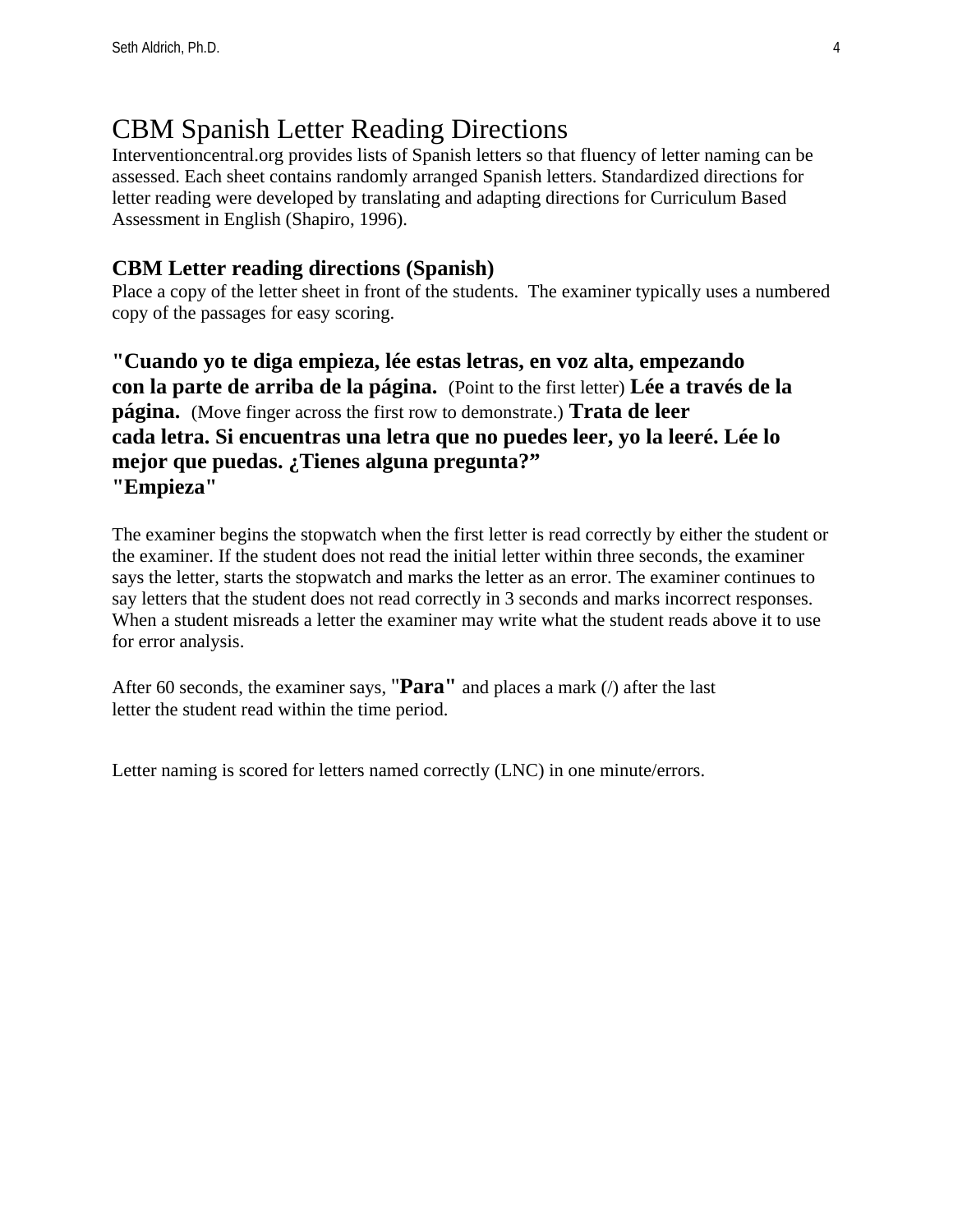# CBM Spanish Letter Reading Directions

Interventioncentral.org provides lists of Spanish letters so that fluency of letter naming can be assessed. Each sheet contains randomly arranged Spanish letters. Standardized directions for letter reading were developed by translating and adapting directions for Curriculum Based Assessment in English (Shapiro, 1996).

## CBM Letter reading directions (Spanish)

Place a copy of the letter sheet in front of the students. The examiner typically uses a numbered copy of the passages for easy scoring.

**"Cuando yo te diga empieza, lée estas letras, en voz alta, empezando con la parte de arriba de la página.** (Point to the first letter) **Lée a través de la página.** (Move finger across the first row to demonstrate.) **Trata de leer cada letra. Si encuentras una letra que no puedes leer, yo la leeré. Lée lo mejor que puedas. ¿Tienes alguna pregunta?"**
**"Empieza"**

The examiner begins the stopwatch when the first letter is read correctly by either the student or the examiner. If the student does not read the initial letter within three seconds, the examiner says the letter, starts the stopwatch and marks the letter as an error. The examiner continues to say letters that the student does not read correctly in 3 seconds and marks incorrect responses. When a student misreads a letter the examiner may write what the student reads above it to use for error analysis.

After 60 seconds, the examiner says, **"Para"** and places a mark (/) after the last letter the student read within the time period.

Letter naming is scored for letters named correctly (LNC) in one minute/errors.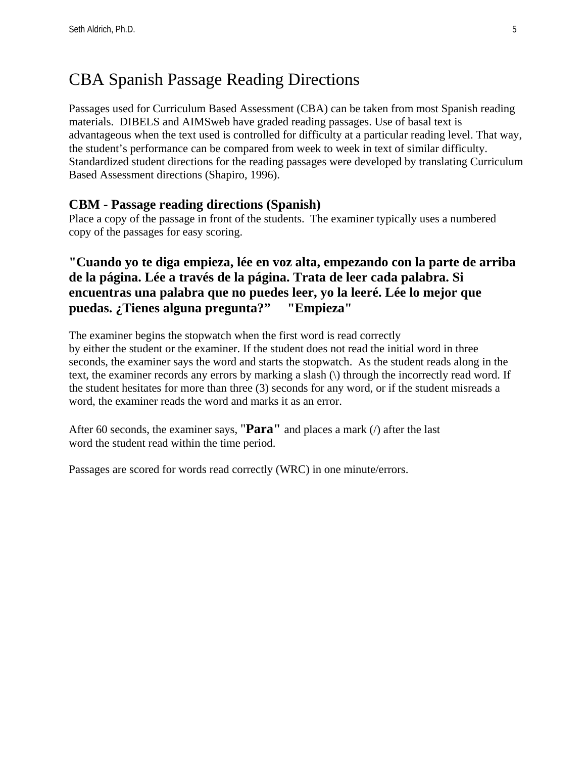# CBA Spanish Passage Reading Directions

Passages used for Curriculum Based Assessment (CBA) can be taken from most Spanish reading materials. DIBELS and AIMSweb have graded reading passages. Use of basal text is advantageous when the text used is controlled for difficulty at a particular reading level. That way, the student's performance can be compared from week to week in text of similar difficulty. Standardized student directions for the reading passages were developed by translating Curriculum Based Assessment directions (Shapiro, 1996).

### CBM - Passage reading directions (Spanish)

Place a copy of the passage in front of the students. The examiner typically uses a numbered copy of the passages for easy scoring.

**"Cuando yo te diga empieza, lée en voz alta, empezando con la parte de arriba de la página. Lée a través de la página. Trata de leer cada palabra. Si encuentras una palabra que no puedes leer, yo la leeré. Lée lo mejor que puedas. ¿Tienes alguna pregunta?" "Empieza"**

The examiner begins the stopwatch when the first word is read correctly by either the student or the examiner. If the student does not read the initial word in three seconds, the examiner says the word and starts the stopwatch. As the student reads along in the text, the examiner records any errors by marking a slash (\) through the incorrectly read word. If the student hesitates for more than three (3) seconds for any word, or if the student misreads a word, the examiner reads the word and marks it as an error.

After 60 seconds, the examiner says, **"Para"** and places a mark (/) after the last word the student read within the time period.

Passages are scored for words read correctly (WRC) in one minute/errors.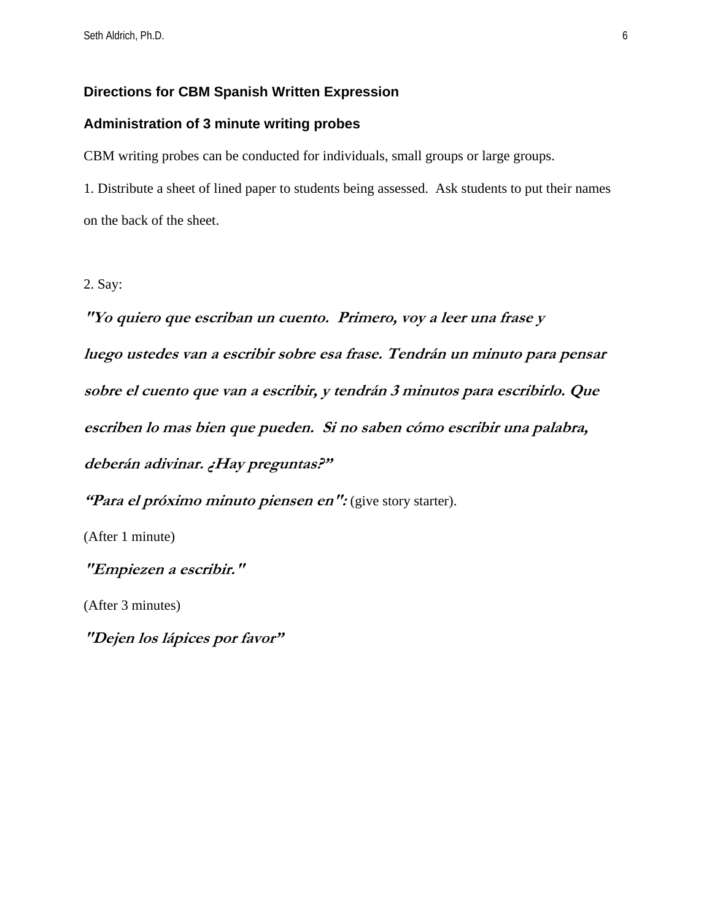**Directions for CBM Spanish Written Expression**

**Administration of 3 minute writing probes**

CBM writing probes can be conducted for individuals, small groups or large groups.

1. Distribute a sheet of lined paper to students being assessed. Ask students to put their names on the back of the sheet.

2. Say:

***"Yo quiero que escriban un cuento. Primero, voy a leer una frase y luego ustedes van a escribir sobre esa frase. Tendrán un minuto para pensar sobre el cuento que van a escribir, y tendrán 3 minutos para escribirlo. Que escriben lo mas bien que pueden. Si no saben cómo escribir una palabra, deberán adivinar. ¿Hay preguntas?"***

***"Para el próximo minuto piensen en":*** (give story starter).

(After 1 minute)

***"Empiezen a escribir."***

(After 3 minutes)

***"Dejen los lápices por favor"***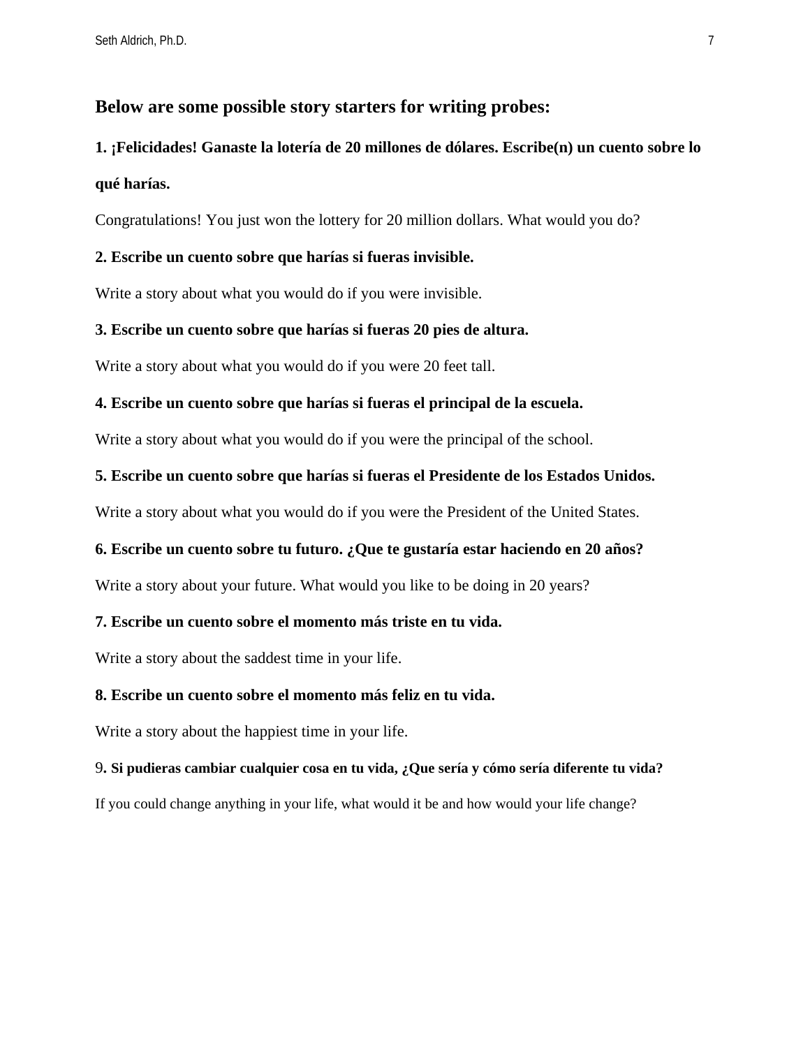## Below are some possible story starters for writing probes:

**1. ¡Felicidades! Ganaste la lotería de 20 millones de dólares. Escribe(n) un cuento sobre lo qué harías.**

Congratulations! You just won the lottery for 20 million dollars. What would you do?

**2. Escribe un cuento sobre que harías si fueras invisible.**

Write a story about what you would do if you were invisible.

**3. Escribe un cuento sobre que harías si fueras 20 pies de altura.**

Write a story about what you would do if you were 20 feet tall.

**4. Escribe un cuento sobre que harías si fueras el principal de la escuela.**

Write a story about what you would do if you were the principal of the school.

**5. Escribe un cuento sobre que harías si fueras el Presidente de los Estados Unidos.**

Write a story about what you would do if you were the President of the United States.

**6. Escribe un cuento sobre tu futuro. ¿Que te gustaría estar haciendo en 20 años?**

Write a story about your future. What would you like to be doing in 20 years?

**7. Escribe un cuento sobre el momento más triste en tu vida.**

Write a story about the saddest time in your life.

**8. Escribe un cuento sobre el momento más feliz en tu vida.**

Write a story about the happiest time in your life.

9**. Si pudieras cambiar cualquier cosa en tu vida, ¿Que sería y cómo sería diferente tu vida?**

If you could change anything in your life, what would it be and how would your life change?